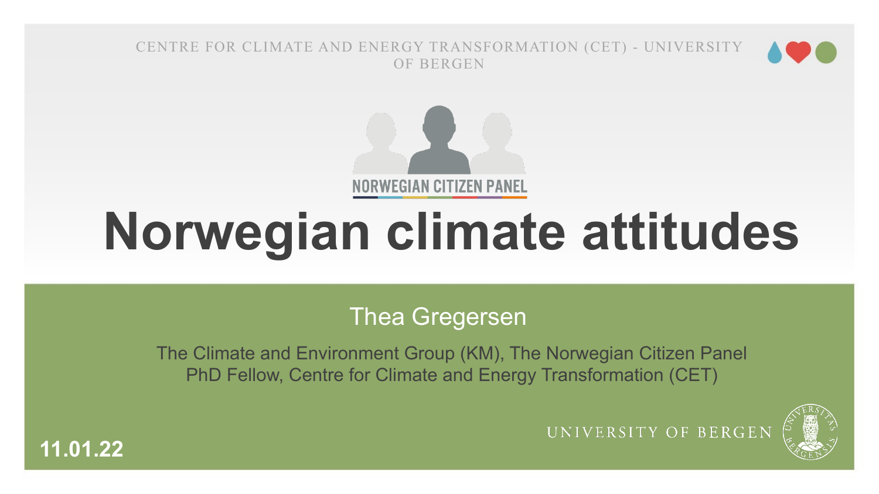CENTRE FOR CLIMATE AND ENERGY TRANSFORMATION (CET) - UNIVERSITY OF BERGEN

NORWEGIAN CITIZEN PANEL

# Norwegian climate attitudes

Thea Gregersen

The Climate and Environment Group (KM), The Norwegian Citizen Panel
PhD Fellow, Centre for Climate and Energy Transformation (CET)

UNIVERSITY OF BERGEN

**11.01.22**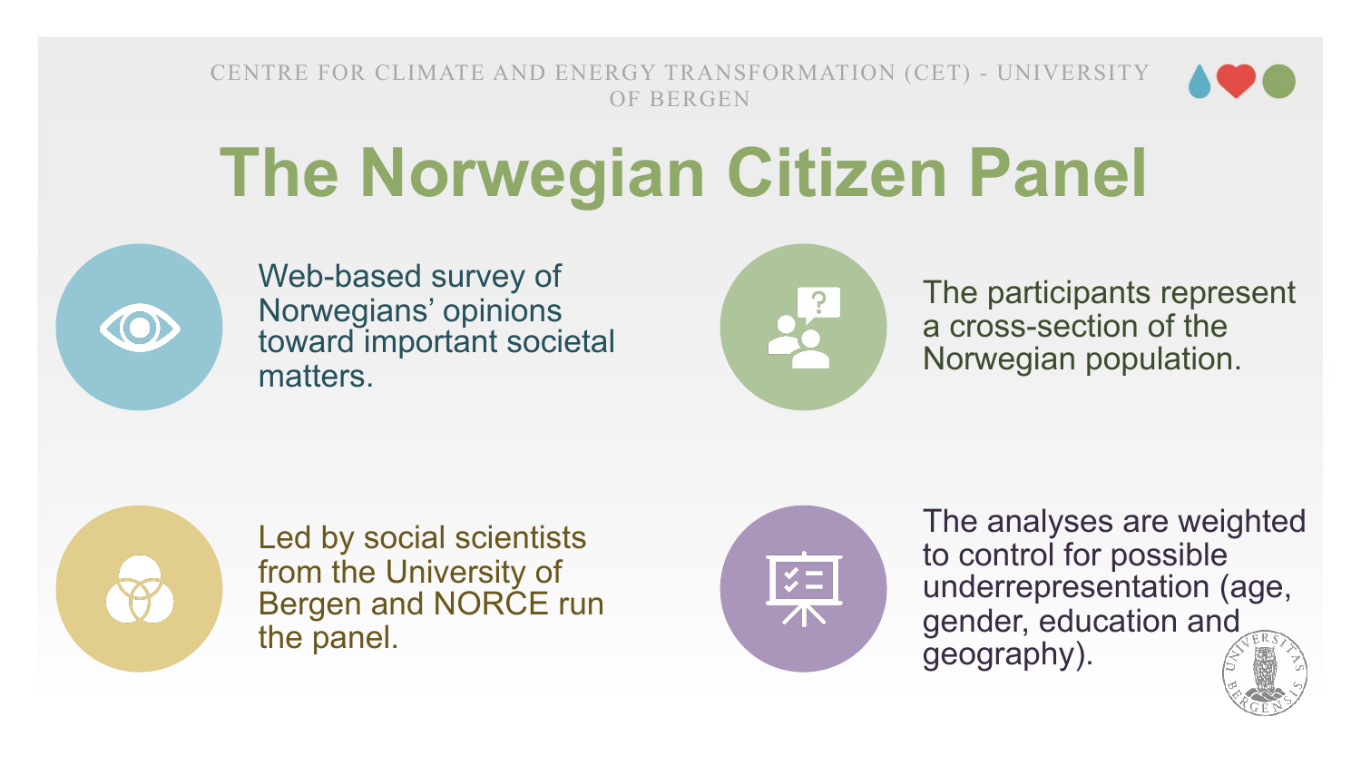CENTRE FOR CLIMATE AND ENERGY TRANSFORMATION (CET) - UNIVERSITY OF BERGEN

# The Norwegian Citizen Panel

- Web-based survey of Norwegians' opinions toward important societal matters.
- The participants represent a cross-section of the Norwegian population.
- Led by social scientists from the University of Bergen and NORCE run the panel.
- The analyses are weighted to control for possible underrepresentation (age, gender, education and geography).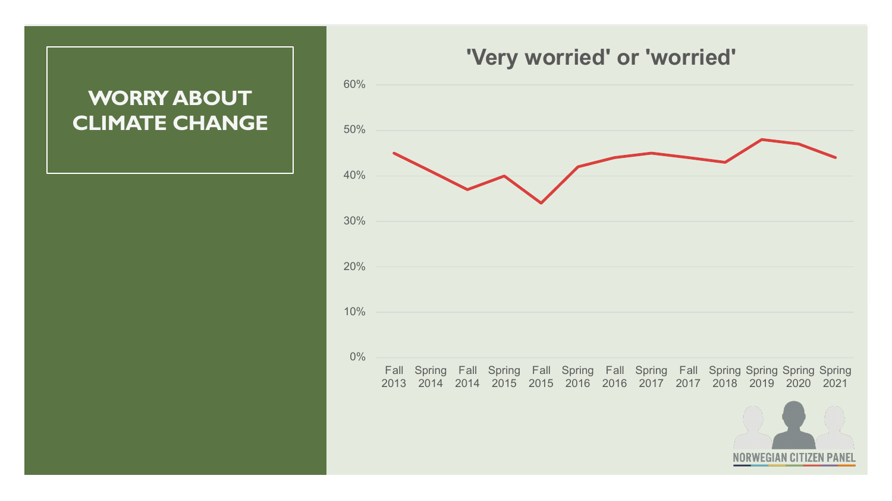# WORRY ABOUT CLIMATE CHANGE

**'Very worried' or 'worried'**

| Survey | Share |
|---|---|
| Fall 2013 | 45% |
| Spring 2014 | 41% |
| Fall 2014 | 37% |
| Spring 2015 | 40% |
| Fall 2015 | 34% |
| Spring 2016 | 42% |
| Fall 2016 | 44% |
| Spring 2017 | 45% |
| Fall 2017 | 44% |
| Spring 2018 | 43% |
| Spring 2019 | 48% |
| Spring 2020 | 47% |
| Spring 2021 | 44% |

NORWEGIAN CITIZEN PANEL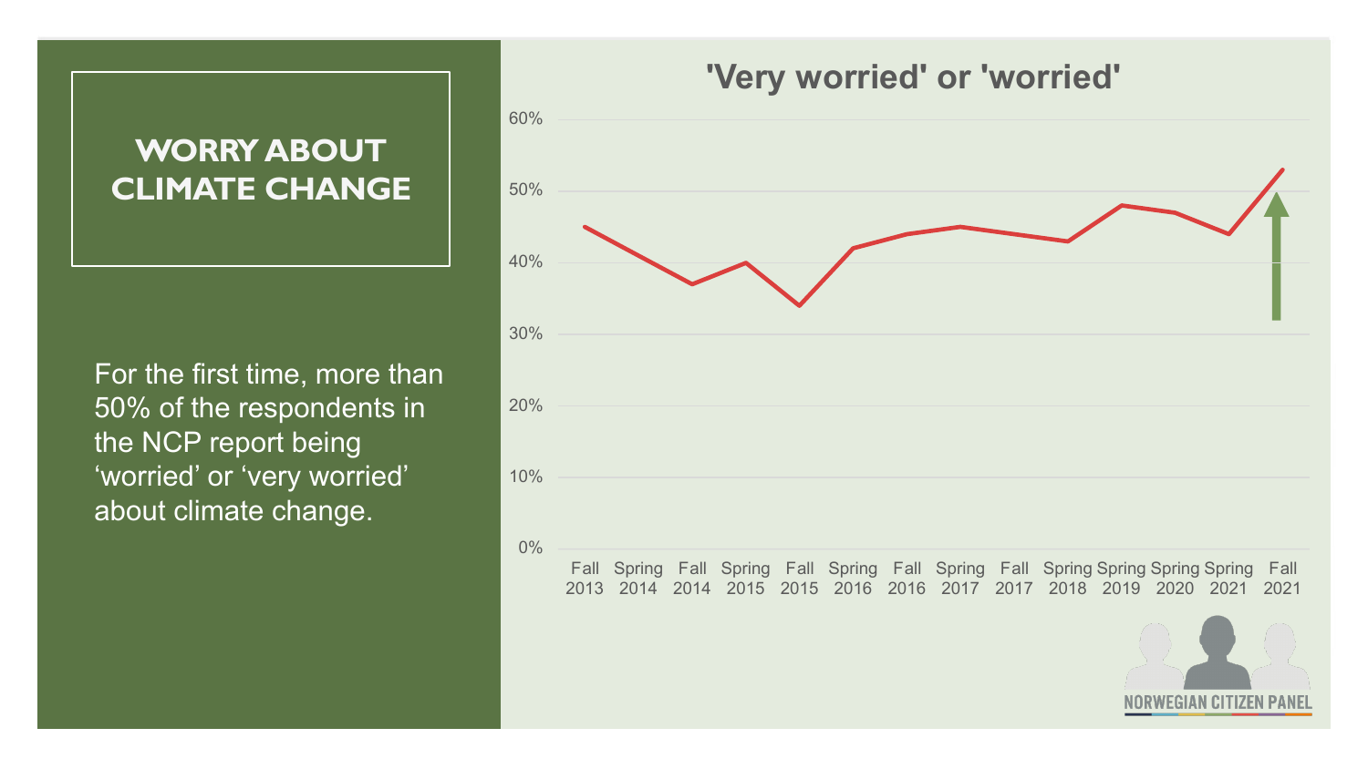# WORRY ABOUT CLIMATE CHANGE

For the first time, more than 50% of the respondents in the NCP report being 'worried' or 'very worried' about climate change.

'Very worried' or 'worried'

NORWEGIAN CITIZEN PANEL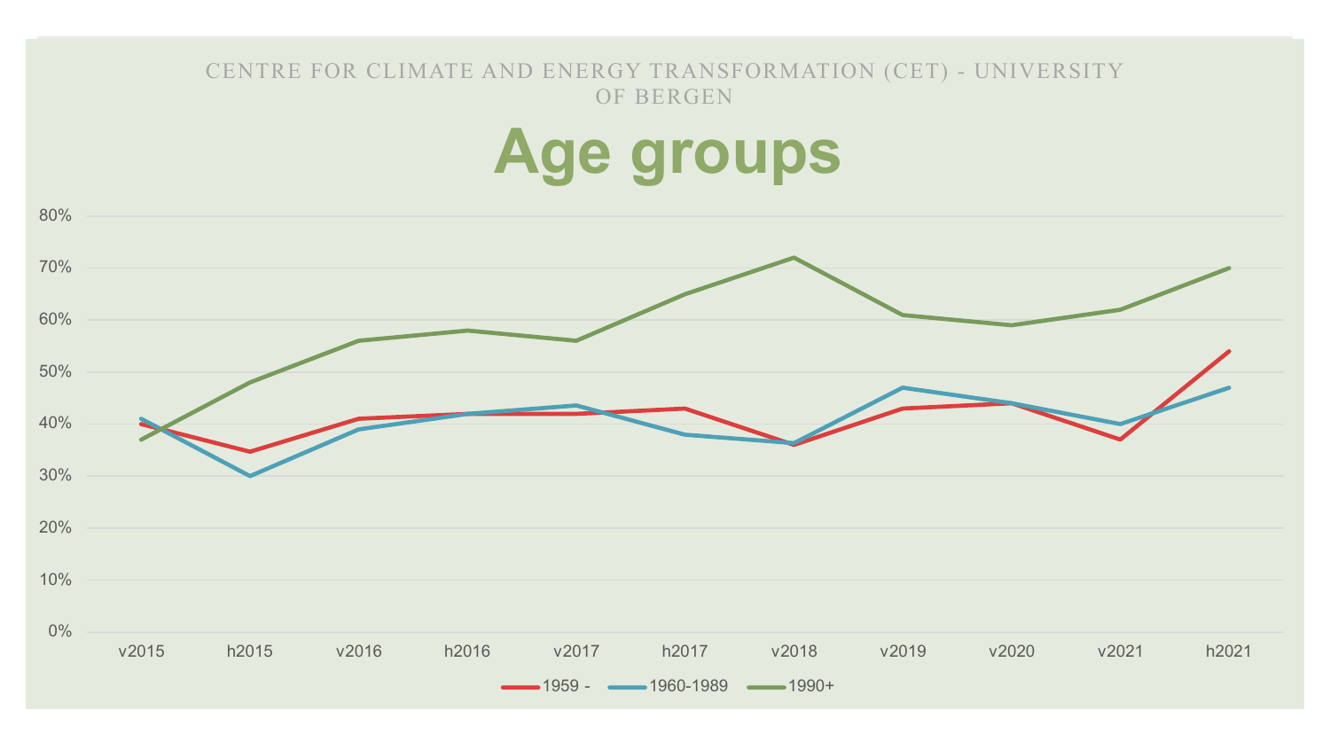CENTRE FOR CLIMATE AND ENERGY TRANSFORMATION (CET) - UNIVERSITY OF BERGEN

# Age groups

80%
70%
60%
50%
40%
30%
20%
10%
0%

v2015 h2015 v2016 h2016 v2017 h2017 v2018 v2019 v2020 v2021 h2021

1959 - 1960-1989 1990+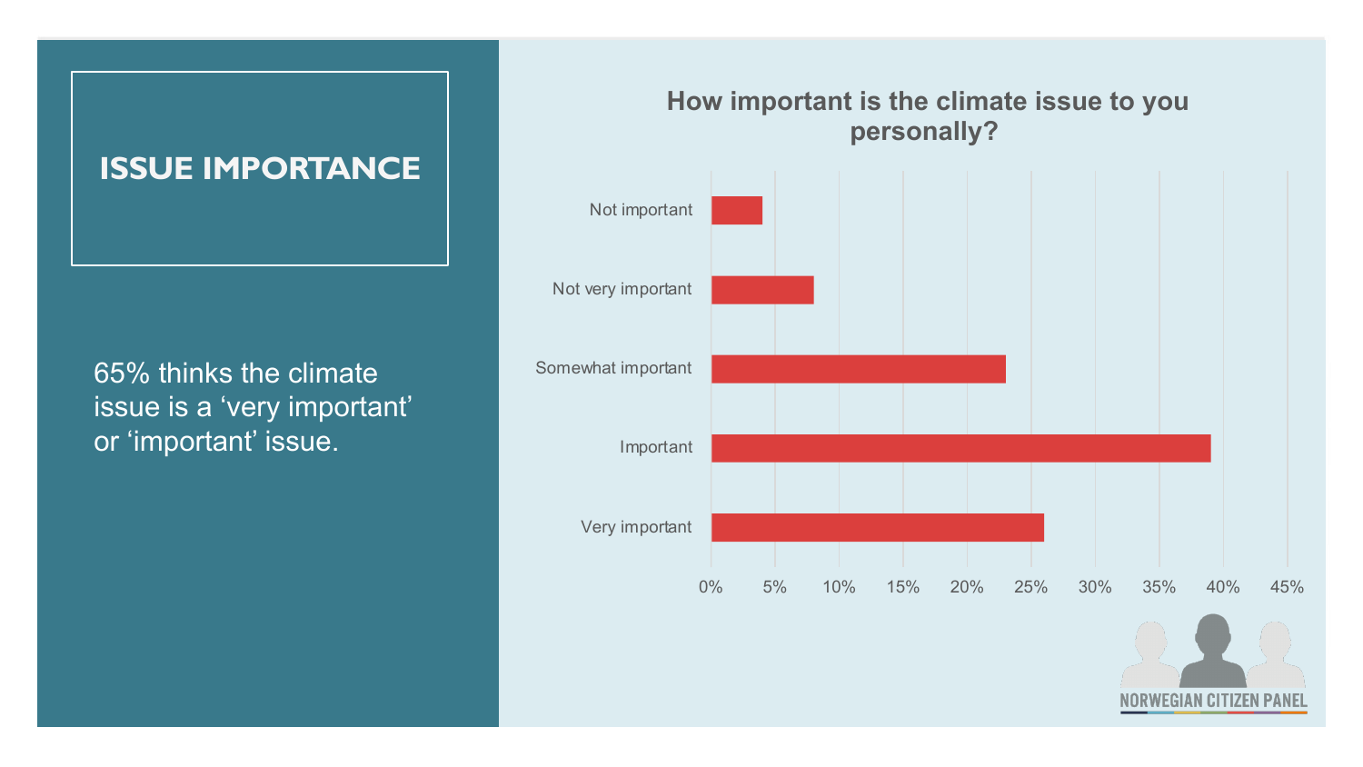# ISSUE IMPORTANCE

65% thinks the climate issue is a 'very important' or 'important' issue.

## How important is the climate issue to you personally?

| Response | Share |
|---|---|
| Not important | ~4% |
| Not very important | ~8% |
| Somewhat important | ~23% |
| Important | ~39% |
| Very important | ~26% |

NORWEGIAN CITIZEN PANEL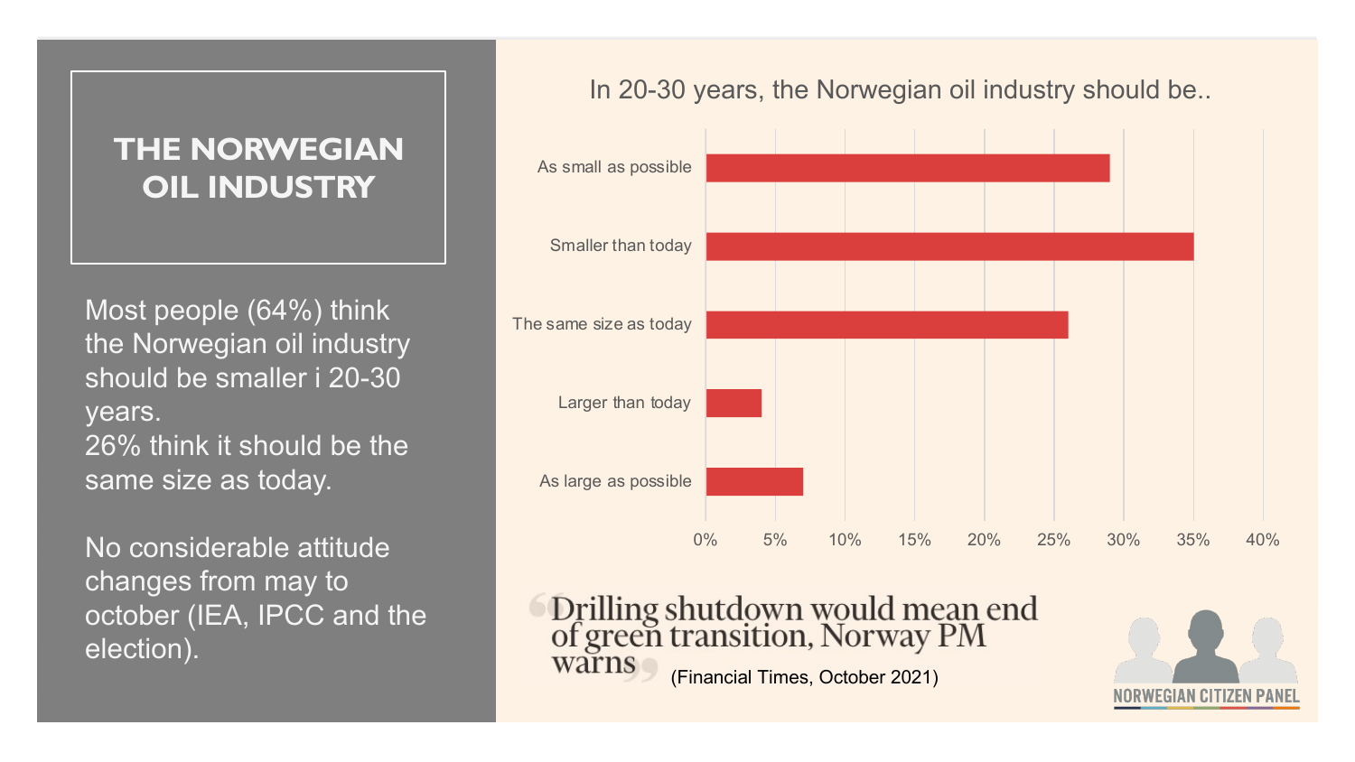# THE NORWEGIAN OIL INDUSTRY

Most people (64%) think the Norwegian oil industry should be smaller i 20-30 years.
26% think it should be the same size as today.

No considerable attitude changes from may to october (IEA, IPCC and the election).

In 20-30 years, the Norwegian oil industry should be..

| Response | Share |
| --- | --- |
| As small as possible | ~29% |
| Smaller than today | ~35% |
| The same size as today | ~26% |
| Larger than today | ~4% |
| As large as possible | ~7% |

"Drilling shutdown would mean end of green transition, Norway PM warns" (Financial Times, October 2021)

NORWEGIAN CITIZEN PANEL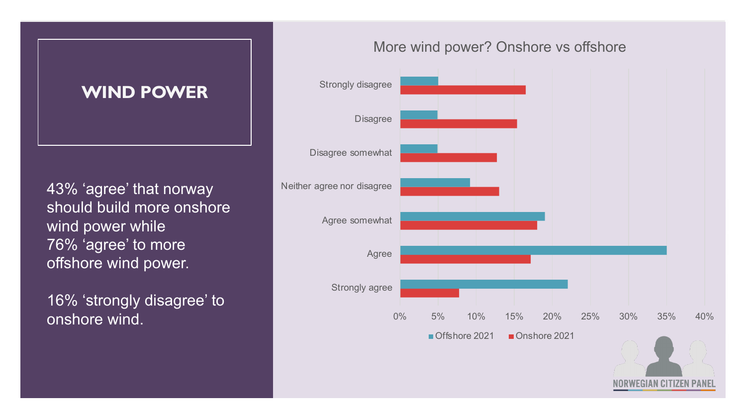# WIND POWER

43% 'agree' that norway should build more onshore wind power while 76% 'agree' to more offshore wind power.

16% 'strongly disagree' to onshore wind.

More wind power? Onshore vs offshore

Strongly disagree
Disagree
Disagree somewhat
Neither agree nor disagree
Agree somewhat
Agree
Strongly agree

0% 5% 10% 15% 20% 25% 30% 35% 40%

Offshore 2021 Onshore 2021

NORWEGIAN CITIZEN PANEL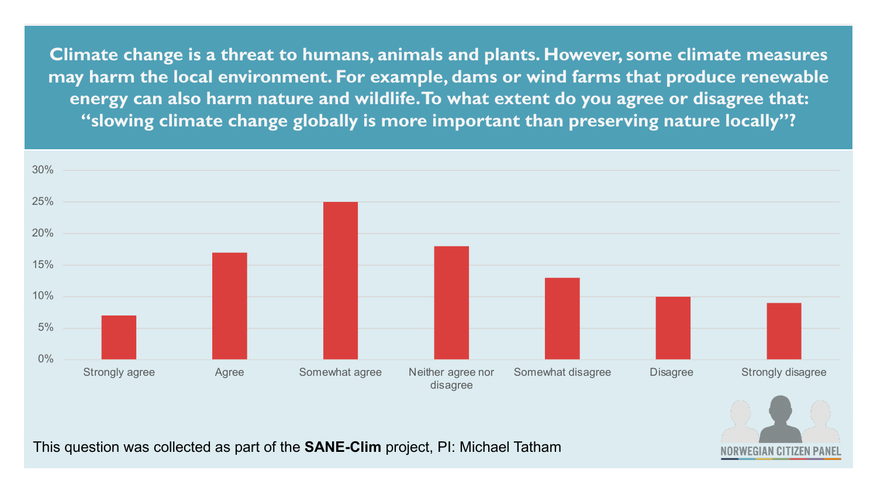**Climate change is a threat to humans, animals and plants. However, some climate measures may harm the local environment. For example, dams or wind farms that produce renewable energy can also harm nature and wildlife. To what extent do you agree or disagree that: "slowing climate change globally is more important than preserving nature locally"?**

| Response | Share |
|---|---|
| Strongly agree | 7% |
| Agree | 17% |
| Somewhat agree | 25% |
| Neither agree nor disagree | 18% |
| Somewhat disagree | 13% |
| Disagree | 10% |
| Strongly disagree | 9% |

This question was collected as part of the **SANE-Clim** project, PI: Michael Tatham

NORWEGIAN CITIZEN PANEL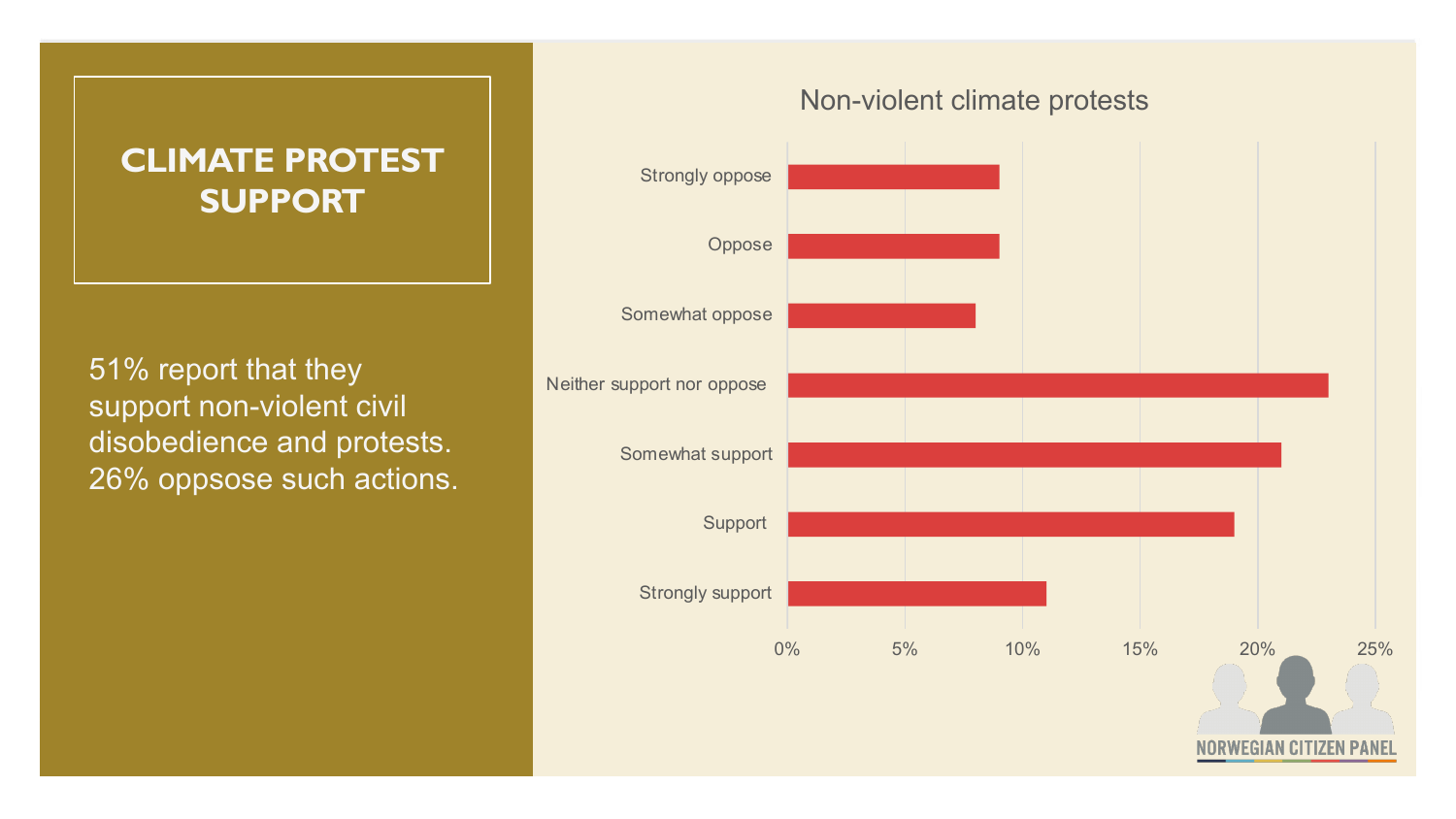# CLIMATE PROTEST SUPPORT

51% report that they support non-violent civil disobedience and protests. 26% oppsose such actions.

## Non-violent climate protests

| Response | Share |
|---|---|
| Strongly oppose | ~9% |
| Oppose | ~9% |
| Somewhat oppose | ~8% |
| Neither support nor oppose | ~23% |
| Somewhat support | ~21% |
| Support | ~19% |
| Strongly support | ~11% |

NORWEGIAN CITIZEN PANEL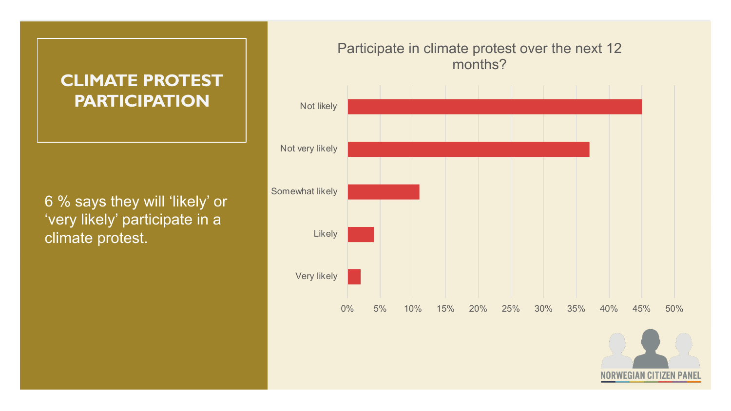# CLIMATE PROTEST PARTICIPATION

6 % says they will 'likely' or 'very likely' participate in a climate protest.

Participate in climate protest over the next 12 months?

| Response | Percentage |
| --- | --- |
| Not likely | 45% |
| Not very likely | 37% |
| Somewhat likely | 11% |
| Likely | 4% |
| Very likely | 2% |

NORWEGIAN CITIZEN PANEL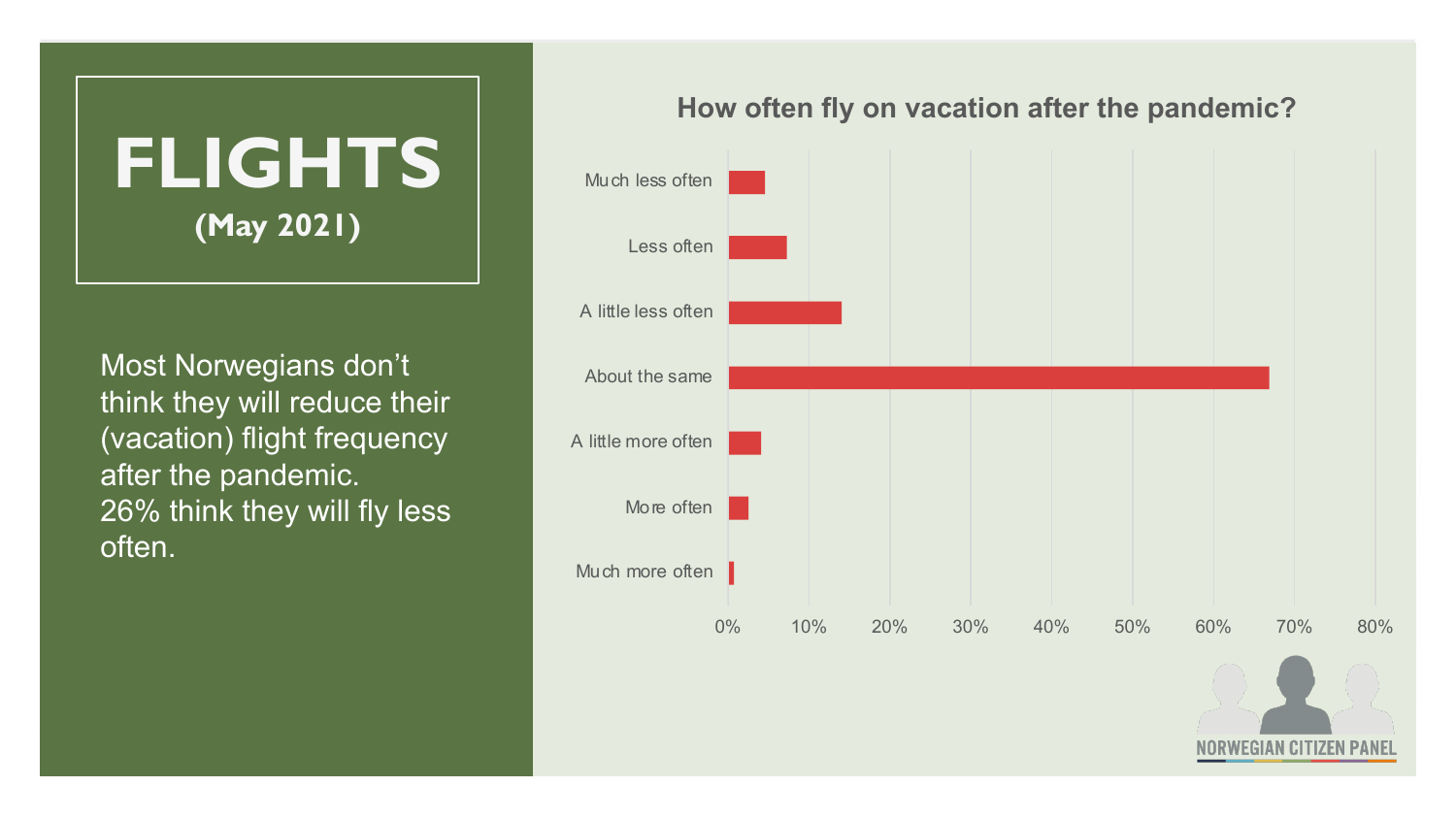# FLIGHTS

**(May 2021)**

Most Norwegians don't think they will reduce their (vacation) flight frequency after the pandemic.
26% think they will fly less often.

## How often fly on vacation after the pandemic?

| Response |
|---|
| Much less often |
| Less often |
| A little less often |
| About the same |
| A little more often |
| More often |
| Much more often |

0% 10% 20% 30% 40% 50% 60% 70% 80%

NORWEGIAN CITIZEN PANEL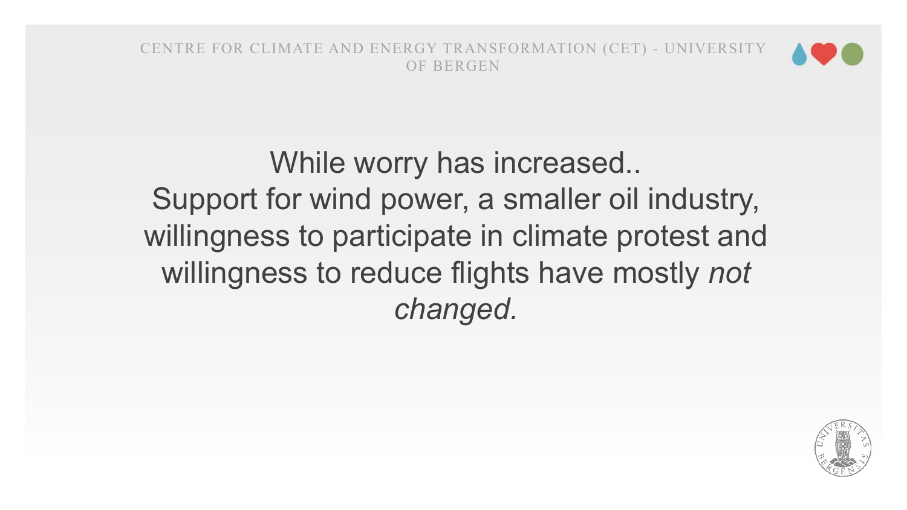While worry has increased..
Support for wind power, a smaller oil industry, willingness to participate in climate protest and willingness to reduce flights have mostly *not changed.*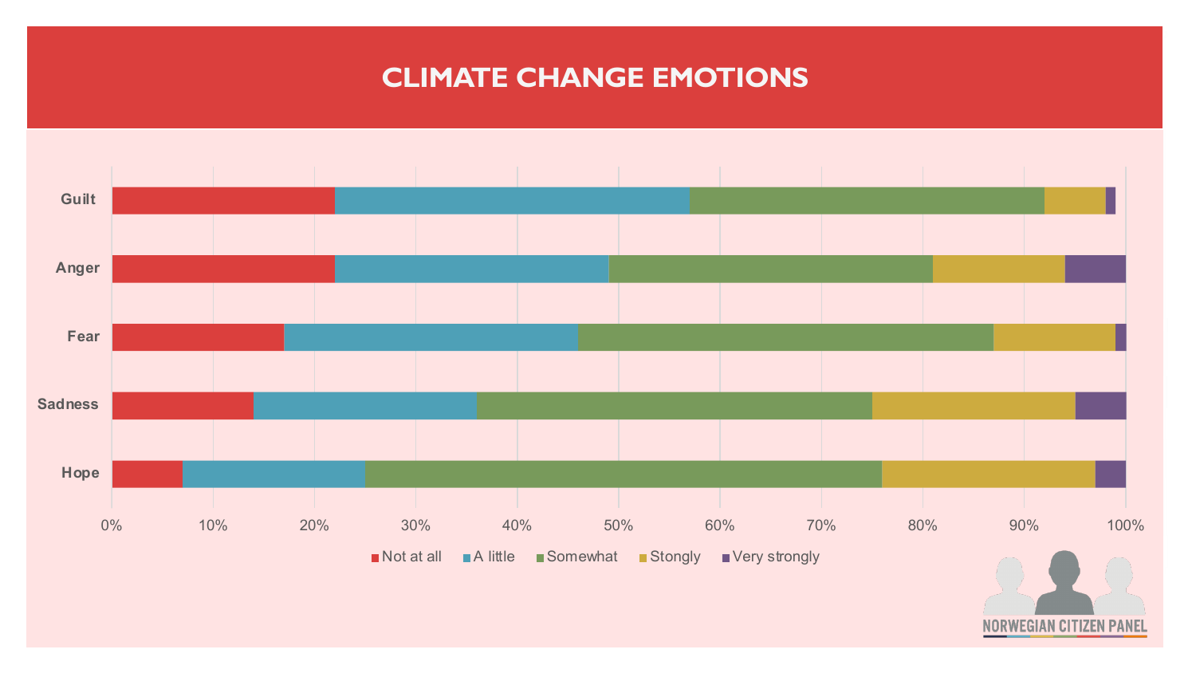# CLIMATE CHANGE EMOTIONS

Guilt

Anger

Fear

Sadness

Hope

0% 10% 20% 30% 40% 50% 60% 70% 80% 90% 100%

Not at all | A little | Somewhat | Stongly | Very strongly

NORWEGIAN CITIZEN PANEL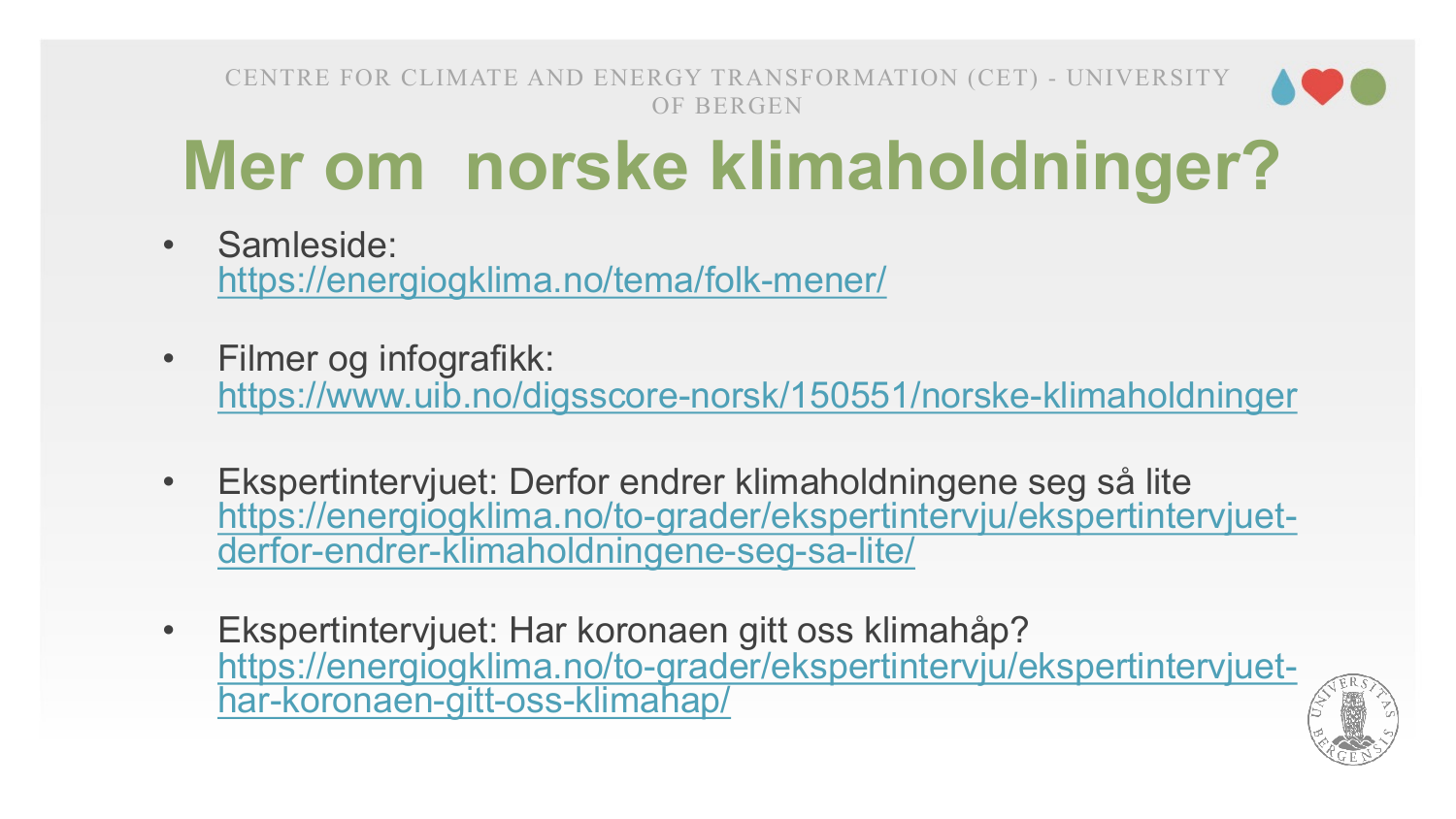# Mer om  norske klimaholdninger?

- Samleside:
  https://energiogklima.no/tema/folk-mener/
- Filmer og infografikk:
  https://www.uib.no/digsscore-norsk/150551/norske-klimaholdninger
- Ekspertintervjuet: Derfor endrer klimaholdningene seg så lite
  https://energiogklima.no/to-grader/ekspertintervju/ekspertintervjuet-derfor-endrer-klimaholdningene-seg-sa-lite/
- Ekspertintervjuet: Har koronaen gitt oss klimahåp?
  https://energiogklima.no/to-grader/ekspertintervju/ekspertintervjuet-har-koronaen-gitt-oss-klimahap/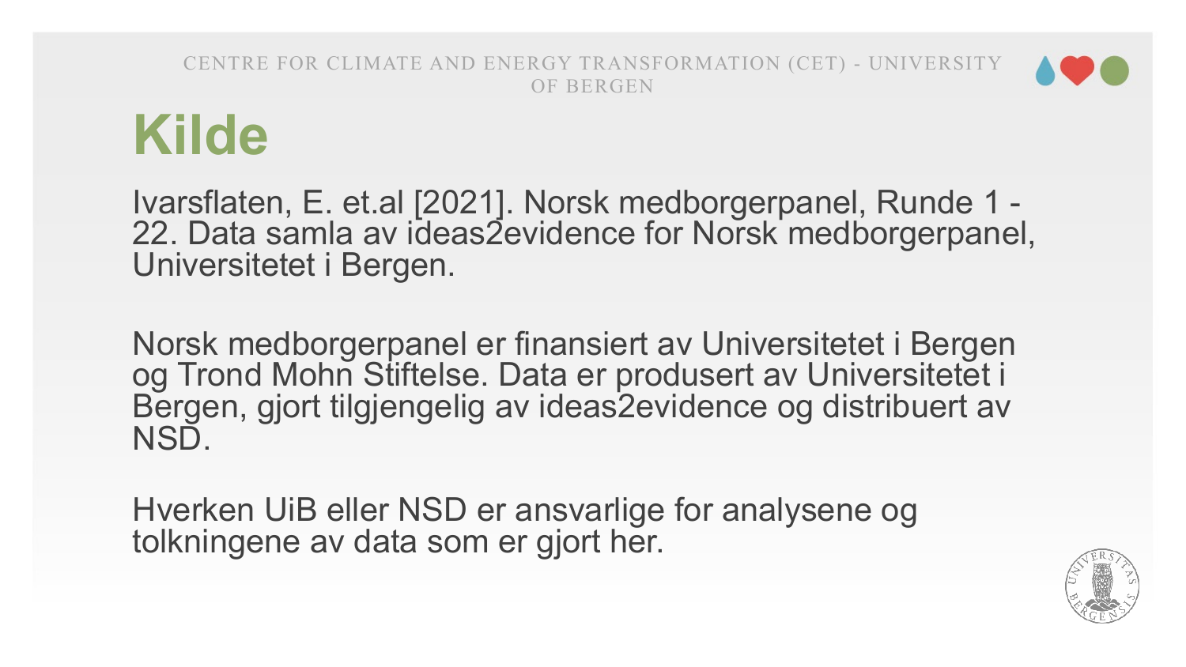# Kilde

Ivarsflaten, E. et.al [2021]. Norsk medborgerpanel, Runde 1 - 22. Data samla av ideas2evidence for Norsk medborgerpanel, Universitetet i Bergen.

Norsk medborgerpanel er finansiert av Universitetet i Bergen og Trond Mohn Stiftelse. Data er produsert av Universitetet i Bergen, gjort tilgjengelig av ideas2evidence og distribuert av NSD.

Hverken UiB eller NSD er ansvarlige for analysene og tolkningene av data som er gjort her.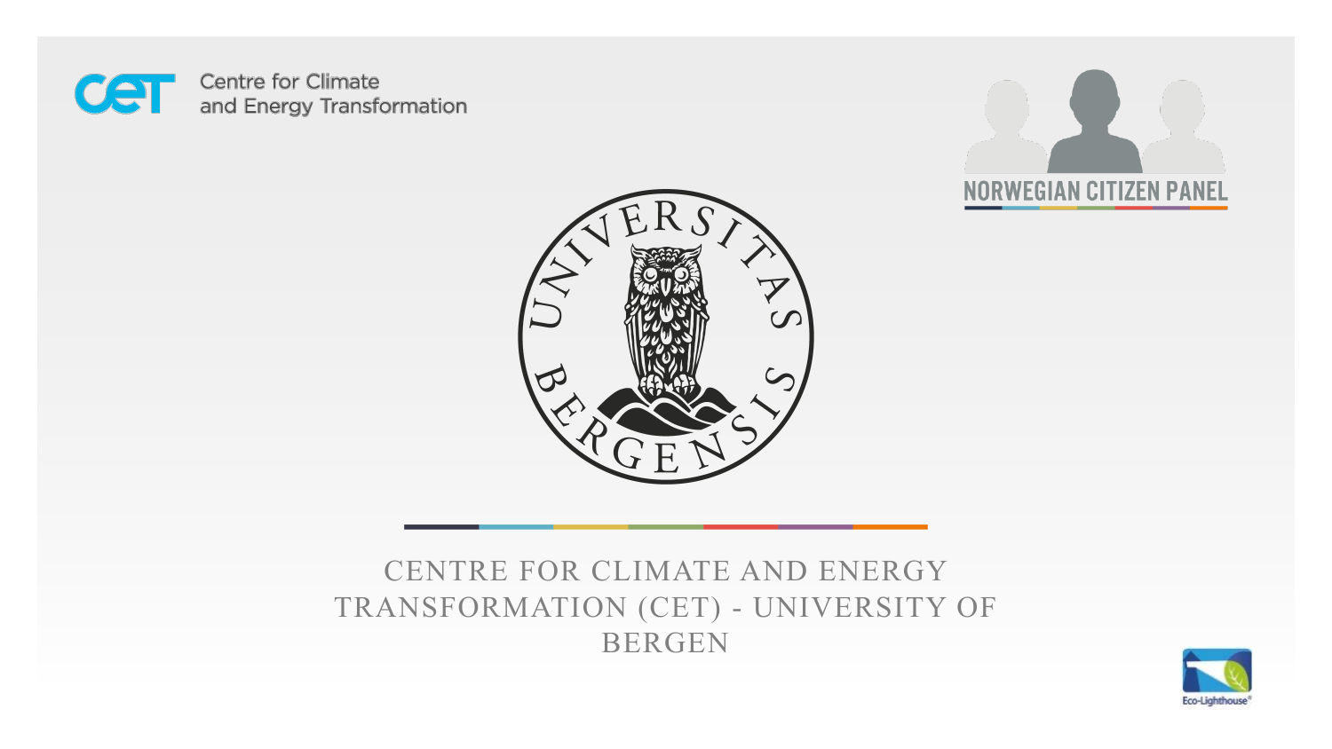Centre for Climate and Energy Transformation

NORWEGIAN CITIZEN PANEL

CENTRE FOR CLIMATE AND ENERGY TRANSFORMATION (CET) - UNIVERSITY OF BERGEN